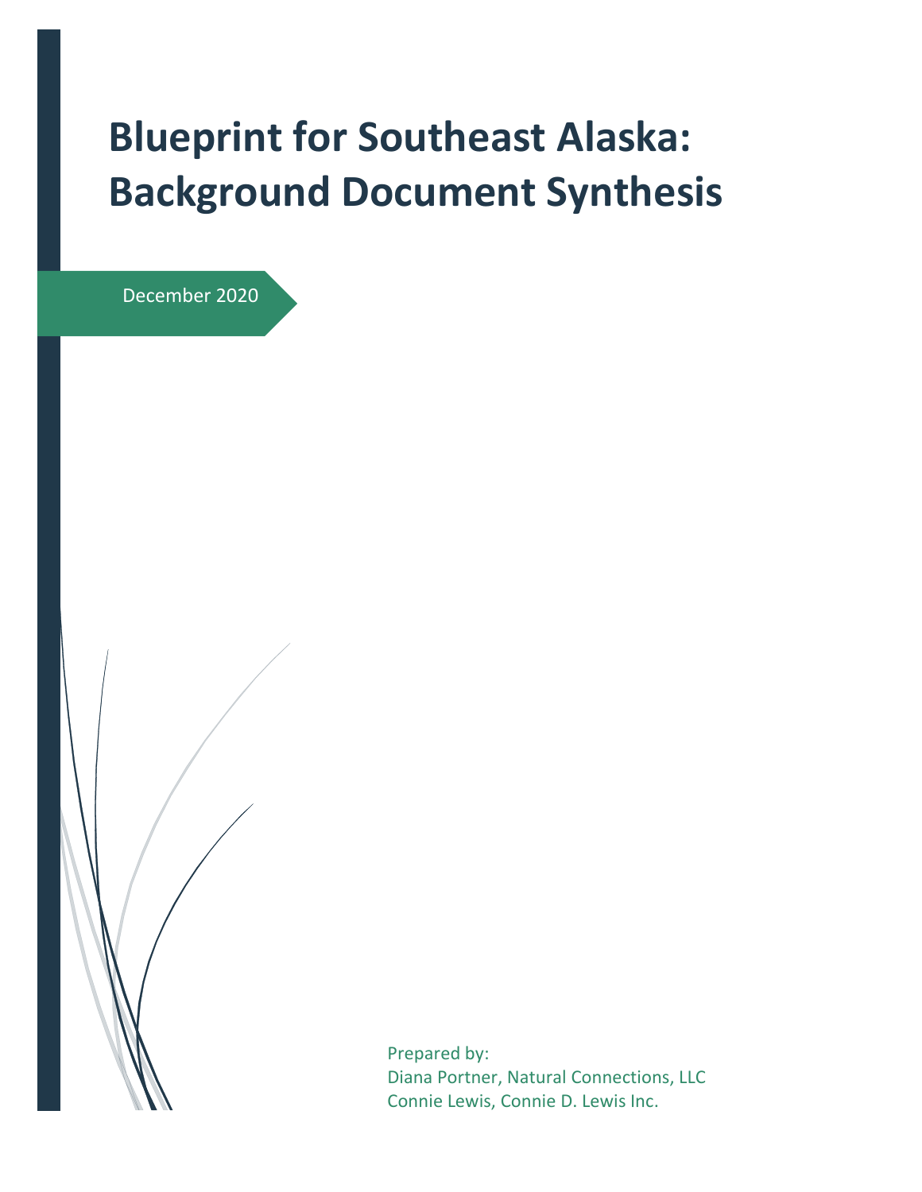# Blueprint for Southeast Alaska: Background Document Synthesis

December 2020

Prepared by:
Diana Portner, Natural Connections, LLC
Connie Lewis, Connie D. Lewis Inc.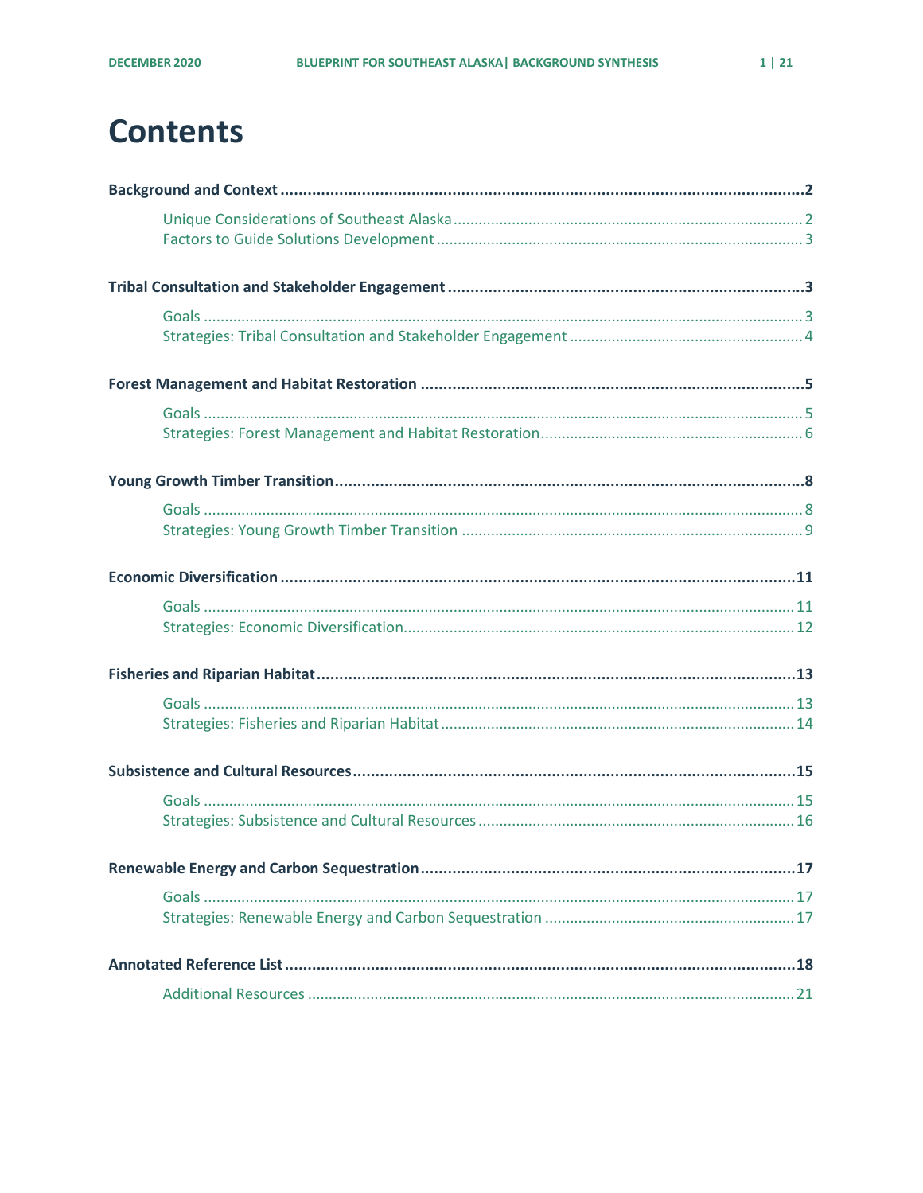# Contents

**Background and Context** ..... **2**

- Unique Considerations of Southeast Alaska ..... 2
- Factors to Guide Solutions Development ..... 3

**Tribal Consultation and Stakeholder Engagement** ..... **3**

- Goals ..... 3
- Strategies: Tribal Consultation and Stakeholder Engagement ..... 4

**Forest Management and Habitat Restoration** ..... **5**

- Goals ..... 5
- Strategies: Forest Management and Habitat Restoration ..... 6

**Young Growth Timber Transition** ..... **8**

- Goals ..... 8
- Strategies: Young Growth Timber Transition ..... 9

**Economic Diversification** ..... **11**

- Goals ..... 11
- Strategies: Economic Diversification ..... 12

**Fisheries and Riparian Habitat** ..... **13**

- Goals ..... 13
- Strategies: Fisheries and Riparian Habitat ..... 14

**Subsistence and Cultural Resources** ..... **15**

- Goals ..... 15
- Strategies: Subsistence and Cultural Resources ..... 16

**Renewable Energy and Carbon Sequestration** ..... **17**

- Goals ..... 17
- Strategies: Renewable Energy and Carbon Sequestration ..... 17

**Annotated Reference List** ..... **18**

- Additional Resources ..... 21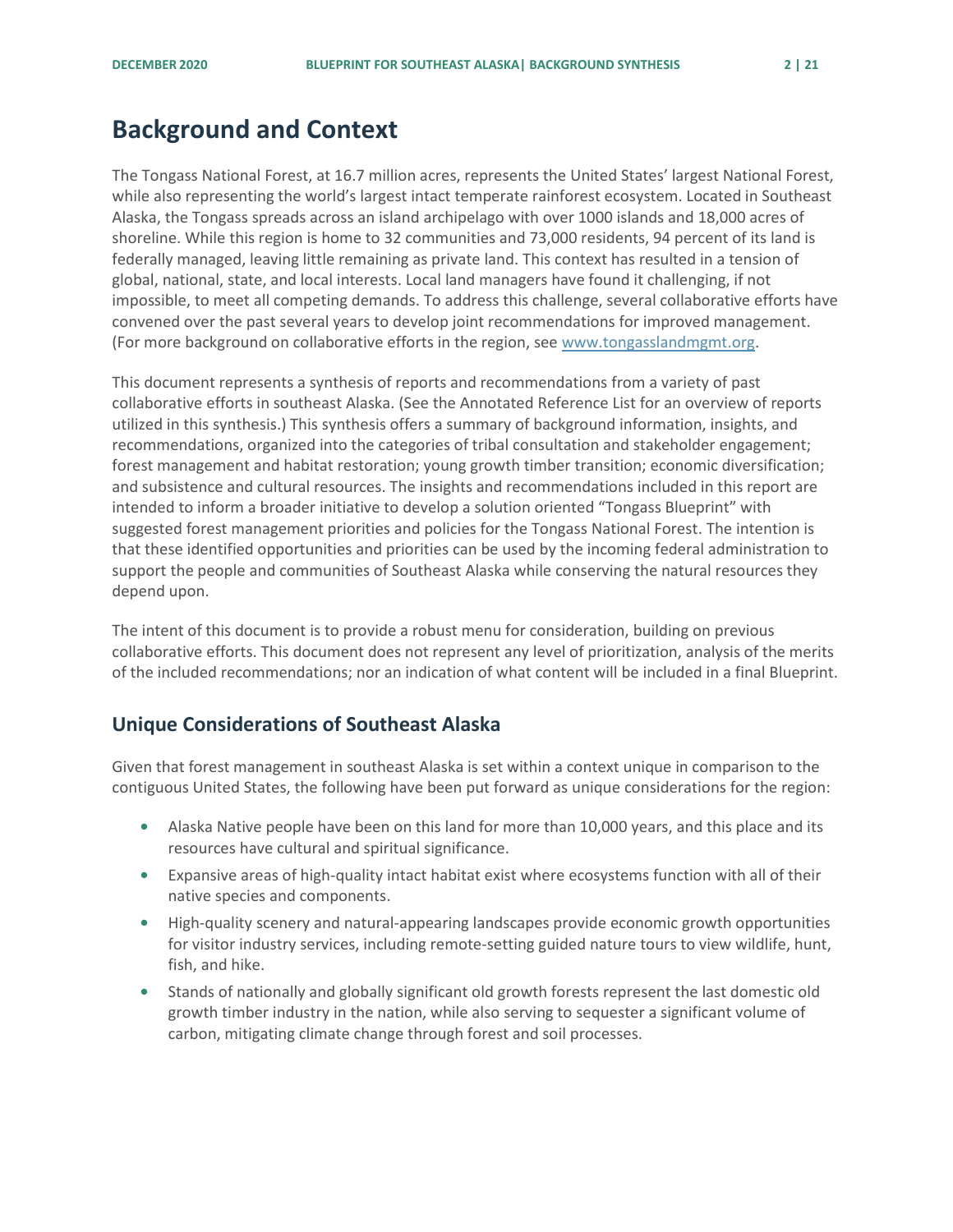# Background and Context

The Tongass National Forest, at 16.7 million acres, represents the United States' largest National Forest, while also representing the world's largest intact temperate rainforest ecosystem. Located in Southeast Alaska, the Tongass spreads across an island archipelago with over 1000 islands and 18,000 acres of shoreline. While this region is home to 32 communities and 73,000 residents, 94 percent of its land is federally managed, leaving little remaining as private land. This context has resulted in a tension of global, national, state, and local interests. Local land managers have found it challenging, if not impossible, to meet all competing demands. To address this challenge, several collaborative efforts have convened over the past several years to develop joint recommendations for improved management. (For more background on collaborative efforts in the region, see [www.tongasslandmgmt.org](http://www.tongasslandmgmt.org).

This document represents a synthesis of reports and recommendations from a variety of past collaborative efforts in southeast Alaska. (See the Annotated Reference List for an overview of reports utilized in this synthesis.) This synthesis offers a summary of background information, insights, and recommendations, organized into the categories of tribal consultation and stakeholder engagement; forest management and habitat restoration; young growth timber transition; economic diversification; and subsistence and cultural resources. The insights and recommendations included in this report are intended to inform a broader initiative to develop a solution oriented "Tongass Blueprint" with suggested forest management priorities and policies for the Tongass National Forest. The intention is that these identified opportunities and priorities can be used by the incoming federal administration to support the people and communities of Southeast Alaska while conserving the natural resources they depend upon.

The intent of this document is to provide a robust menu for consideration, building on previous collaborative efforts. This document does not represent any level of prioritization, analysis of the merits of the included recommendations; nor an indication of what content will be included in a final Blueprint.

## Unique Considerations of Southeast Alaska

Given that forest management in southeast Alaska is set within a context unique in comparison to the contiguous United States, the following have been put forward as unique considerations for the region:

- Alaska Native people have been on this land for more than 10,000 years, and this place and its resources have cultural and spiritual significance.
- Expansive areas of high-quality intact habitat exist where ecosystems function with all of their native species and components.
- High-quality scenery and natural-appearing landscapes provide economic growth opportunities for visitor industry services, including remote-setting guided nature tours to view wildlife, hunt, fish, and hike.
- Stands of nationally and globally significant old growth forests represent the last domestic old growth timber industry in the nation, while also serving to sequester a significant volume of carbon, mitigating climate change through forest and soil processes.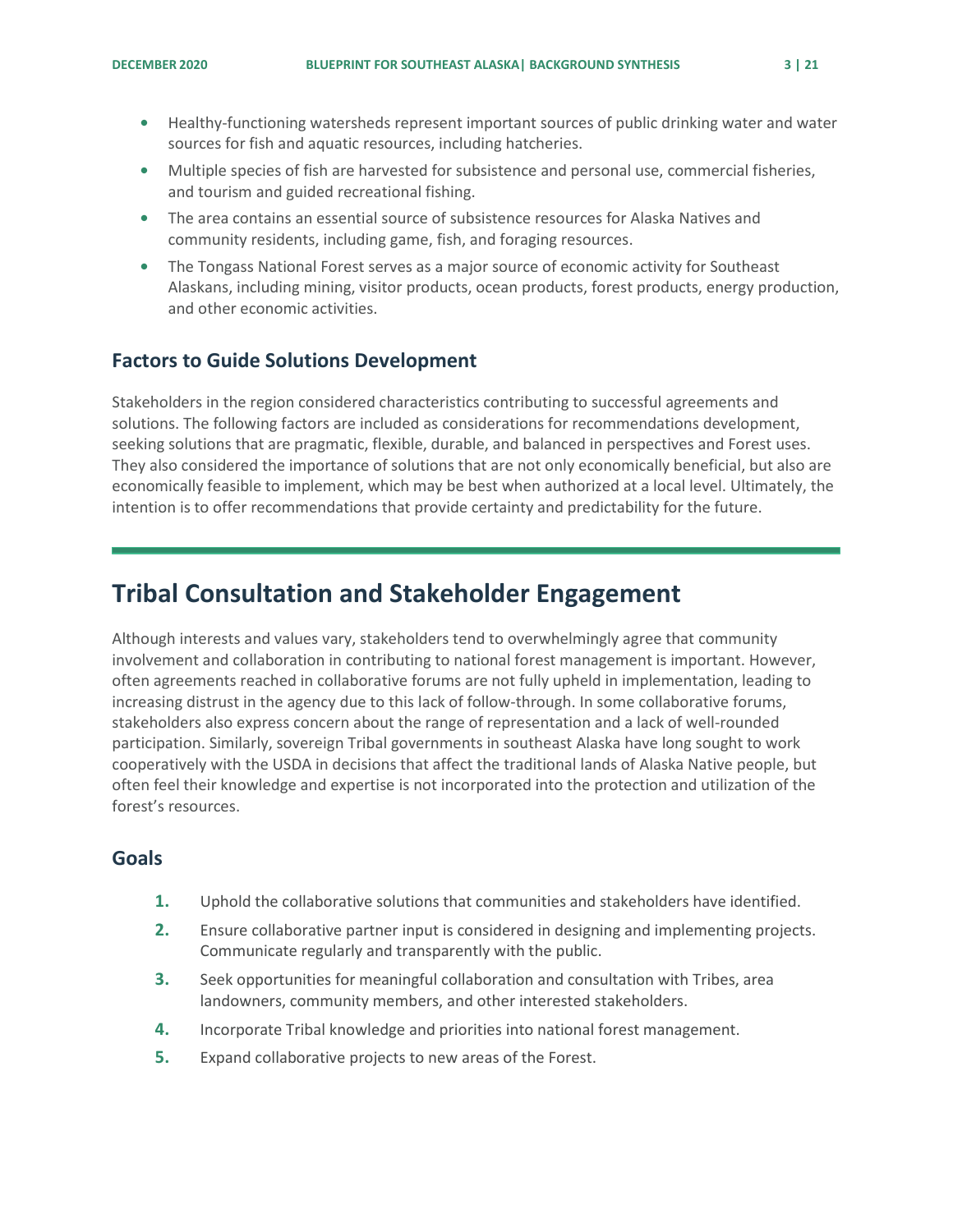- Healthy-functioning watersheds represent important sources of public drinking water and water sources for fish and aquatic resources, including hatcheries.
- Multiple species of fish are harvested for subsistence and personal use, commercial fisheries, and tourism and guided recreational fishing.
- The area contains an essential source of subsistence resources for Alaska Natives and community residents, including game, fish, and foraging resources.
- The Tongass National Forest serves as a major source of economic activity for Southeast Alaskans, including mining, visitor products, ocean products, forest products, energy production, and other economic activities.

### Factors to Guide Solutions Development

Stakeholders in the region considered characteristics contributing to successful agreements and solutions. The following factors are included as considerations for recommendations development, seeking solutions that are pragmatic, flexible, durable, and balanced in perspectives and Forest uses. They also considered the importance of solutions that are not only economically beneficial, but also are economically feasible to implement, which may be best when authorized at a local level. Ultimately, the intention is to offer recommendations that provide certainty and predictability for the future.

## Tribal Consultation and Stakeholder Engagement

Although interests and values vary, stakeholders tend to overwhelmingly agree that community involvement and collaboration in contributing to national forest management is important. However, often agreements reached in collaborative forums are not fully upheld in implementation, leading to increasing distrust in the agency due to this lack of follow-through. In some collaborative forums, stakeholders also express concern about the range of representation and a lack of well-rounded participation. Similarly, sovereign Tribal governments in southeast Alaska have long sought to work cooperatively with the USDA in decisions that affect the traditional lands of Alaska Native people, but often feel their knowledge and expertise is not incorporated into the protection and utilization of the forest's resources.

### Goals

1. Uphold the collaborative solutions that communities and stakeholders have identified.
2. Ensure collaborative partner input is considered in designing and implementing projects. Communicate regularly and transparently with the public.
3. Seek opportunities for meaningful collaboration and consultation with Tribes, area landowners, community members, and other interested stakeholders.
4. Incorporate Tribal knowledge and priorities into national forest management.
5. Expand collaborative projects to new areas of the Forest.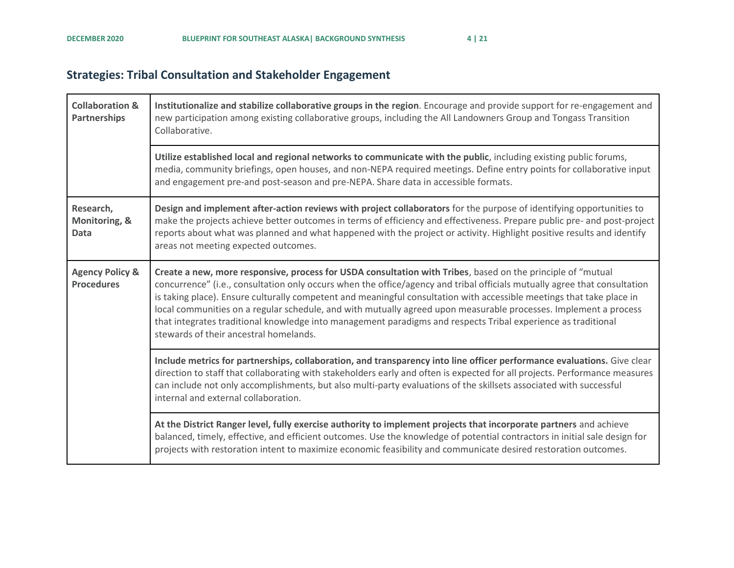## Strategies: Tribal Consultation and Stakeholder Engagement

| | |
|---|---|
| **Collaboration & Partnerships** | **Institutionalize and stabilize collaborative groups in the region**. Encourage and provide support for re-engagement and new participation among existing collaborative groups, including the All Landowners Group and Tongass Transition Collaborative. |
| | **Utilize established local and regional networks to communicate with the public**, including existing public forums, media, community briefings, open houses, and non-NEPA required meetings. Define entry points for collaborative input and engagement pre-and post-season and pre-NEPA. Share data in accessible formats. |
| **Research, Monitoring, & Data** | **Design and implement after-action reviews with project collaborators** for the purpose of identifying opportunities to make the projects achieve better outcomes in terms of efficiency and effectiveness. Prepare public pre- and post-project reports about what was planned and what happened with the project or activity. Highlight positive results and identify areas not meeting expected outcomes. |
| **Agency Policy & Procedures** | **Create a new, more responsive, process for USDA consultation with Tribes**, based on the principle of "mutual concurrence" (i.e., consultation only occurs when the office/agency and tribal officials mutually agree that consultation is taking place). Ensure culturally competent and meaningful consultation with accessible meetings that take place in local communities on a regular schedule, and with mutually agreed upon measurable processes. Implement a process that integrates traditional knowledge into management paradigms and respects Tribal experience as traditional stewards of their ancestral homelands. |
| | **Include metrics for partnerships, collaboration, and transparency into line officer performance evaluations.** Give clear direction to staff that collaborating with stakeholders early and often is expected for all projects. Performance measures can include not only accomplishments, but also multi-party evaluations of the skillsets associated with successful internal and external collaboration. |
| | **At the District Ranger level, fully exercise authority to implement projects that incorporate partners** and achieve balanced, timely, effective, and efficient outcomes. Use the knowledge of potential contractors in initial sale design for projects with restoration intent to maximize economic feasibility and communicate desired restoration outcomes. |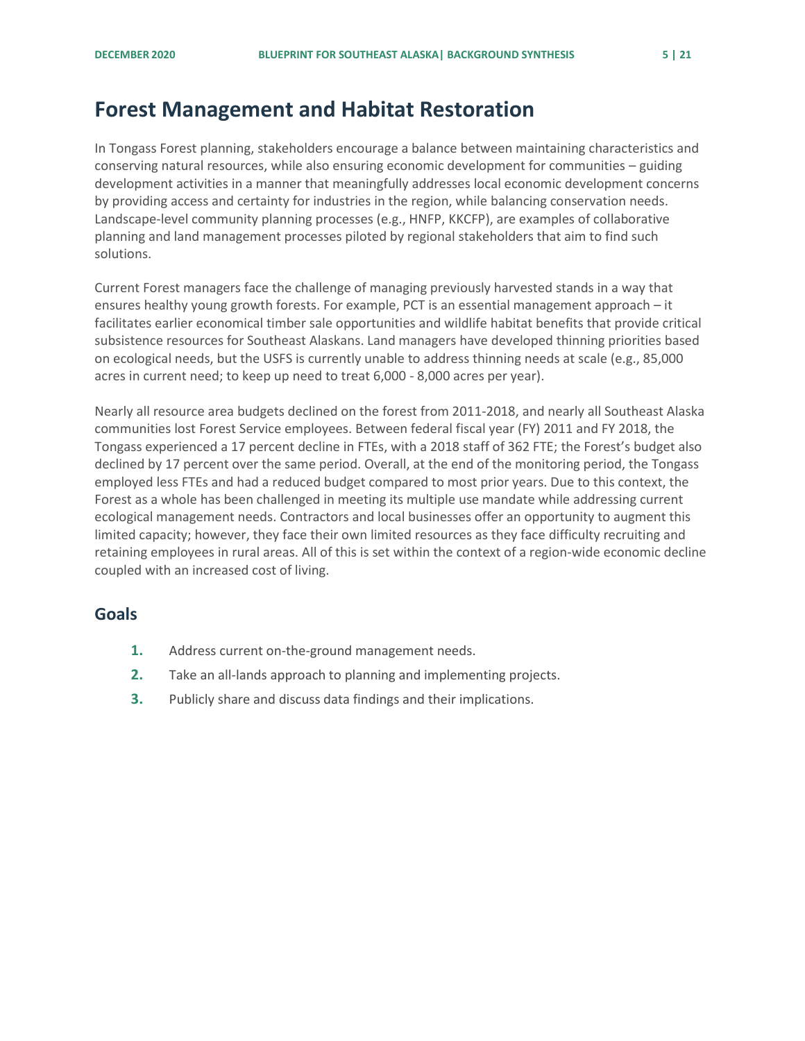# Forest Management and Habitat Restoration

In Tongass Forest planning, stakeholders encourage a balance between maintaining characteristics and conserving natural resources, while also ensuring economic development for communities – guiding development activities in a manner that meaningfully addresses local economic development concerns by providing access and certainty for industries in the region, while balancing conservation needs. Landscape-level community planning processes (e.g., HNFP, KKCFP), are examples of collaborative planning and land management processes piloted by regional stakeholders that aim to find such solutions.

Current Forest managers face the challenge of managing previously harvested stands in a way that ensures healthy young growth forests. For example, PCT is an essential management approach – it facilitates earlier economical timber sale opportunities and wildlife habitat benefits that provide critical subsistence resources for Southeast Alaskans. Land managers have developed thinning priorities based on ecological needs, but the USFS is currently unable to address thinning needs at scale (e.g., 85,000 acres in current need; to keep up need to treat 6,000 - 8,000 acres per year).

Nearly all resource area budgets declined on the forest from 2011-2018, and nearly all Southeast Alaska communities lost Forest Service employees. Between federal fiscal year (FY) 2011 and FY 2018, the Tongass experienced a 17 percent decline in FTEs, with a 2018 staff of 362 FTE; the Forest's budget also declined by 17 percent over the same period. Overall, at the end of the monitoring period, the Tongass employed less FTEs and had a reduced budget compared to most prior years. Due to this context, the Forest as a whole has been challenged in meeting its multiple use mandate while addressing current ecological management needs. Contractors and local businesses offer an opportunity to augment this limited capacity; however, they face their own limited resources as they face difficulty recruiting and retaining employees in rural areas. All of this is set within the context of a region-wide economic decline coupled with an increased cost of living.

## Goals

1. Address current on-the-ground management needs.
2. Take an all-lands approach to planning and implementing projects.
3. Publicly share and discuss data findings and their implications.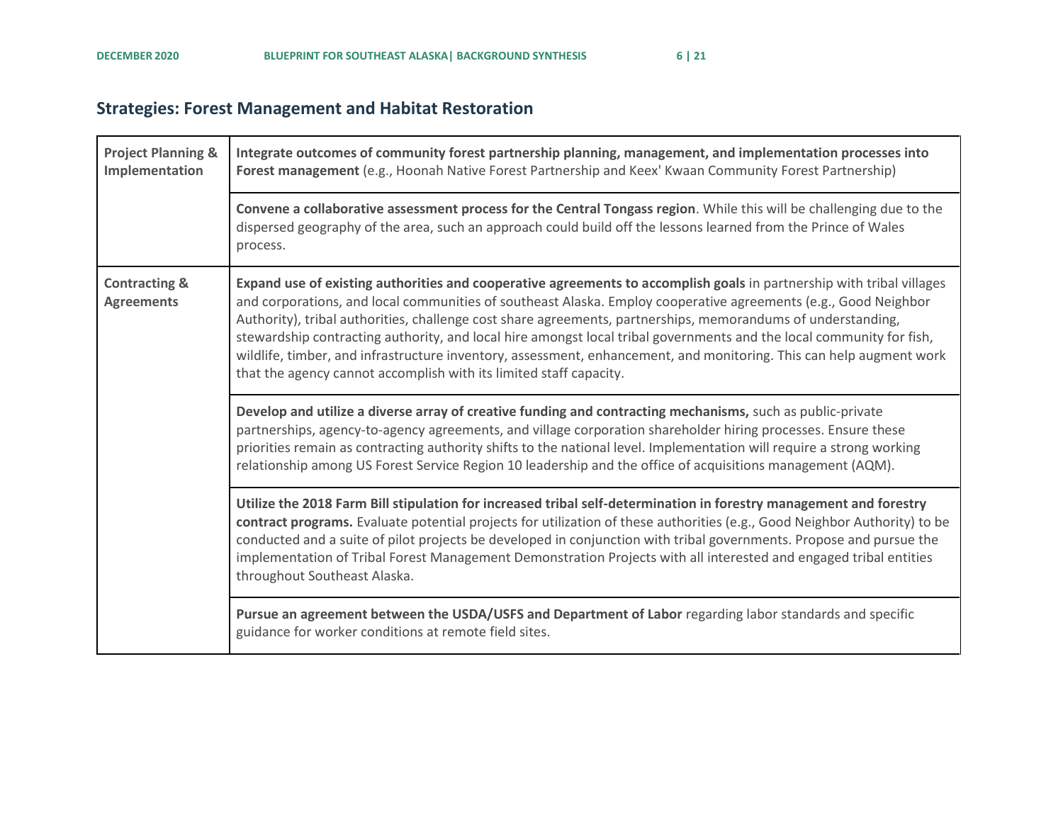## Strategies: Forest Management and Habitat Restoration

| | |
|---|---|
| **Project Planning & Implementation** | **Integrate outcomes of community forest partnership planning, management, and implementation processes into Forest management** (e.g., Hoonah Native Forest Partnership and Keex' Kwaan Community Forest Partnership) |
| | **Convene a collaborative assessment process for the Central Tongass region**. While this will be challenging due to the dispersed geography of the area, such an approach could build off the lessons learned from the Prince of Wales process. |
| **Contracting & Agreements** | **Expand use of existing authorities and cooperative agreements to accomplish goals** in partnership with tribal villages and corporations, and local communities of southeast Alaska. Employ cooperative agreements (e.g., Good Neighbor Authority), tribal authorities, challenge cost share agreements, partnerships, memorandums of understanding, stewardship contracting authority, and local hire amongst local tribal governments and the local community for fish, wildlife, timber, and infrastructure inventory, assessment, enhancement, and monitoring. This can help augment work that the agency cannot accomplish with its limited staff capacity. |
| | **Develop and utilize a diverse array of creative funding and contracting mechanisms,** such as public-private partnerships, agency-to-agency agreements, and village corporation shareholder hiring processes. Ensure these priorities remain as contracting authority shifts to the national level. Implementation will require a strong working relationship among US Forest Service Region 10 leadership and the office of acquisitions management (AQM). |
| | **Utilize the 2018 Farm Bill stipulation for increased tribal self-determination in forestry management and forestry contract programs.** Evaluate potential projects for utilization of these authorities (e.g., Good Neighbor Authority) to be conducted and a suite of pilot projects be developed in conjunction with tribal governments. Propose and pursue the implementation of Tribal Forest Management Demonstration Projects with all interested and engaged tribal entities throughout Southeast Alaska. |
| | **Pursue an agreement between the USDA/USFS and Department of Labor** regarding labor standards and specific guidance for worker conditions at remote field sites. |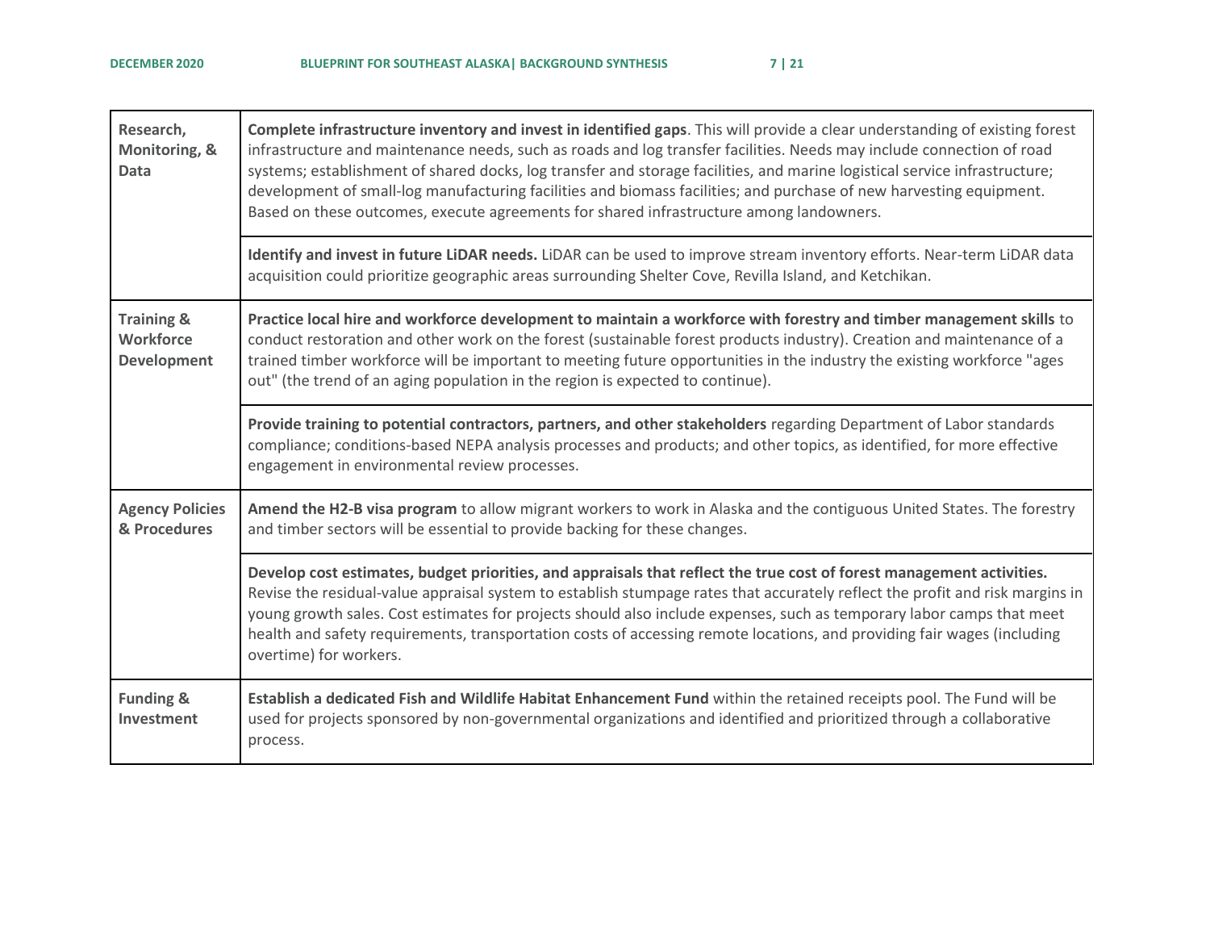| | |
|---|---|
| **Research, Monitoring, & Data** | **Complete infrastructure inventory and invest in identified gaps**. This will provide a clear understanding of existing forest infrastructure and maintenance needs, such as roads and log transfer facilities. Needs may include connection of road systems; establishment of shared docks, log transfer and storage facilities, and marine logistical service infrastructure; development of small-log manufacturing facilities and biomass facilities; and purchase of new harvesting equipment. Based on these outcomes, execute agreements for shared infrastructure among landowners. |
| | **Identify and invest in future LiDAR needs.** LiDAR can be used to improve stream inventory efforts. Near-term LiDAR data acquisition could prioritize geographic areas surrounding Shelter Cove, Revilla Island, and Ketchikan. |
| **Training & Workforce Development** | **Practice local hire and workforce development to maintain a workforce with forestry and timber management skills** to conduct restoration and other work on the forest (sustainable forest products industry). Creation and maintenance of a trained timber workforce will be important to meeting future opportunities in the industry the existing workforce "ages out" (the trend of an aging population in the region is expected to continue). |
| | **Provide training to potential contractors, partners, and other stakeholders** regarding Department of Labor standards compliance; conditions-based NEPA analysis processes and products; and other topics, as identified, for more effective engagement in environmental review processes. |
| **Agency Policies & Procedures** | **Amend the H2-B visa program** to allow migrant workers to work in Alaska and the contiguous United States. The forestry and timber sectors will be essential to provide backing for these changes. |
| | **Develop cost estimates, budget priorities, and appraisals that reflect the true cost of forest management activities.** Revise the residual-value appraisal system to establish stumpage rates that accurately reflect the profit and risk margins in young growth sales. Cost estimates for projects should also include expenses, such as temporary labor camps that meet health and safety requirements, transportation costs of accessing remote locations, and providing fair wages (including overtime) for workers. |
| **Funding & Investment** | **Establish a dedicated Fish and Wildlife Habitat Enhancement Fund** within the retained receipts pool. The Fund will be used for projects sponsored by non-governmental organizations and identified and prioritized through a collaborative process. |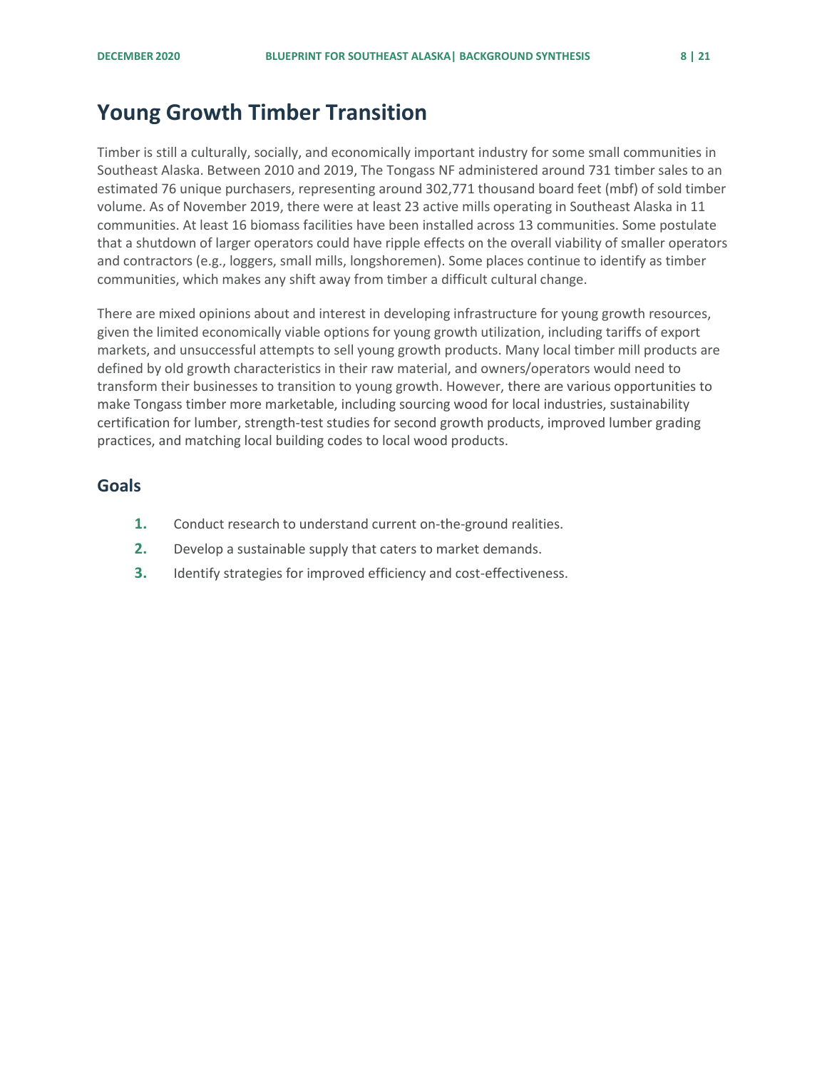# Young Growth Timber Transition

Timber is still a culturally, socially, and economically important industry for some small communities in Southeast Alaska. Between 2010 and 2019, The Tongass NF administered around 731 timber sales to an estimated 76 unique purchasers, representing around 302,771 thousand board feet (mbf) of sold timber volume. As of November 2019, there were at least 23 active mills operating in Southeast Alaska in 11 communities. At least 16 biomass facilities have been installed across 13 communities. Some postulate that a shutdown of larger operators could have ripple effects on the overall viability of smaller operators and contractors (e.g., loggers, small mills, longshoremen). Some places continue to identify as timber communities, which makes any shift away from timber a difficult cultural change.

There are mixed opinions about and interest in developing infrastructure for young growth resources, given the limited economically viable options for young growth utilization, including tariffs of export markets, and unsuccessful attempts to sell young growth products. Many local timber mill products are defined by old growth characteristics in their raw material, and owners/operators would need to transform their businesses to transition to young growth. However, there are various opportunities to make Tongass timber more marketable, including sourcing wood for local industries, sustainability certification for lumber, strength-test studies for second growth products, improved lumber grading practices, and matching local building codes to local wood products.

## Goals

1. Conduct research to understand current on-the-ground realities.
2. Develop a sustainable supply that caters to market demands.
3. Identify strategies for improved efficiency and cost-effectiveness.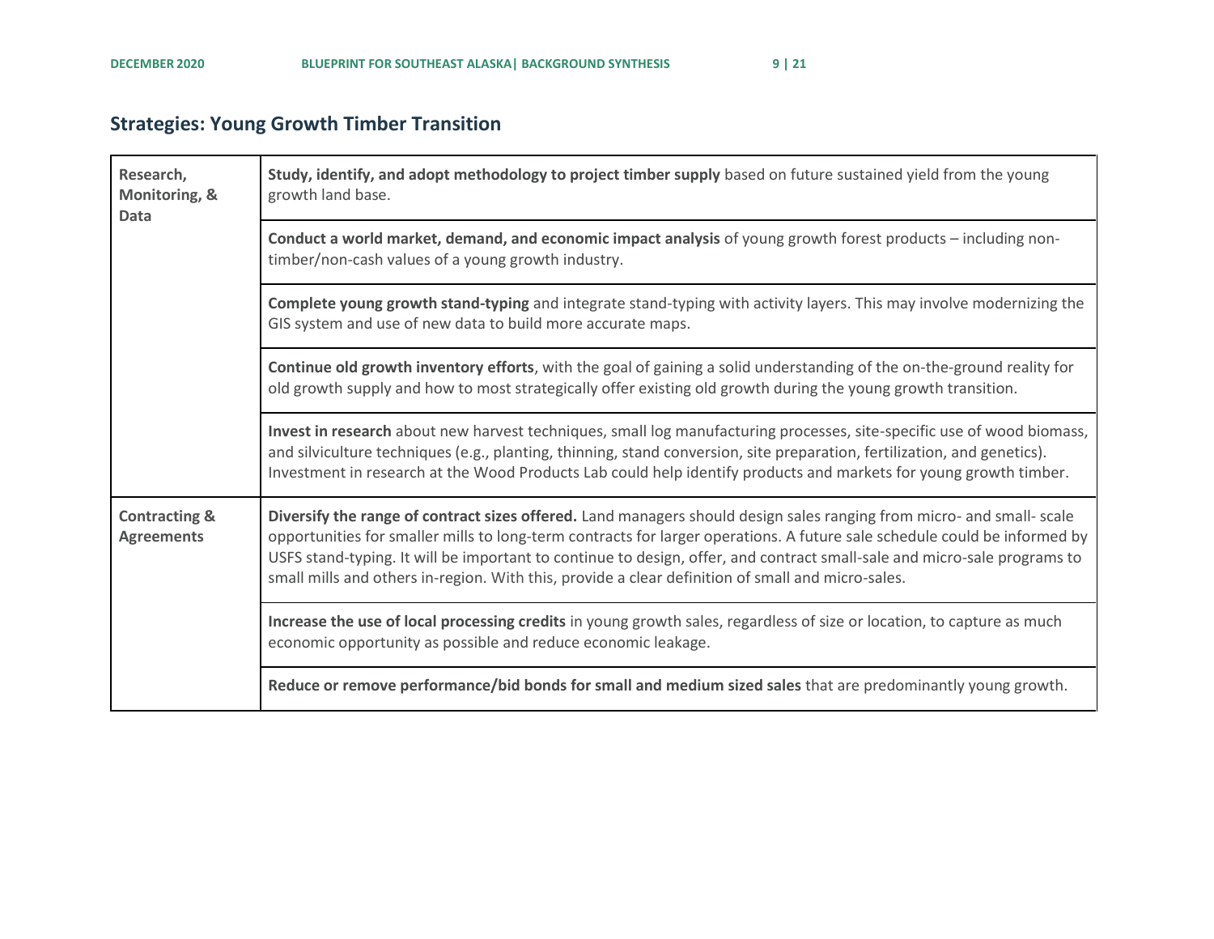## Strategies: Young Growth Timber Transition

| | |
|---|---|
| **Research, Monitoring, & Data** | **Study, identify, and adopt methodology to project timber supply** based on future sustained yield from the young growth land base. |
| | **Conduct a world market, demand, and economic impact analysis** of young growth forest products – including non-timber/non-cash values of a young growth industry. |
| | **Complete young growth stand-typing** and integrate stand-typing with activity layers. This may involve modernizing the GIS system and use of new data to build more accurate maps. |
| | **Continue old growth inventory efforts**, with the goal of gaining a solid understanding of the on-the-ground reality for old growth supply and how to most strategically offer existing old growth during the young growth transition. |
| | **Invest in research** about new harvest techniques, small log manufacturing processes, site-specific use of wood biomass, and silviculture techniques (e.g., planting, thinning, stand conversion, site preparation, fertilization, and genetics). Investment in research at the Wood Products Lab could help identify products and markets for young growth timber. |
| **Contracting & Agreements** | **Diversify the range of contract sizes offered.** Land managers should design sales ranging from micro- and small- scale opportunities for smaller mills to long-term contracts for larger operations. A future sale schedule could be informed by USFS stand-typing. It will be important to continue to design, offer, and contract small-sale and micro-sale programs to small mills and others in-region. With this, provide a clear definition of small and micro-sales. |
| | **Increase the use of local processing credits** in young growth sales, regardless of size or location, to capture as much economic opportunity as possible and reduce economic leakage. |
| | **Reduce or remove performance/bid bonds for small and medium sized sales** that are predominantly young growth. |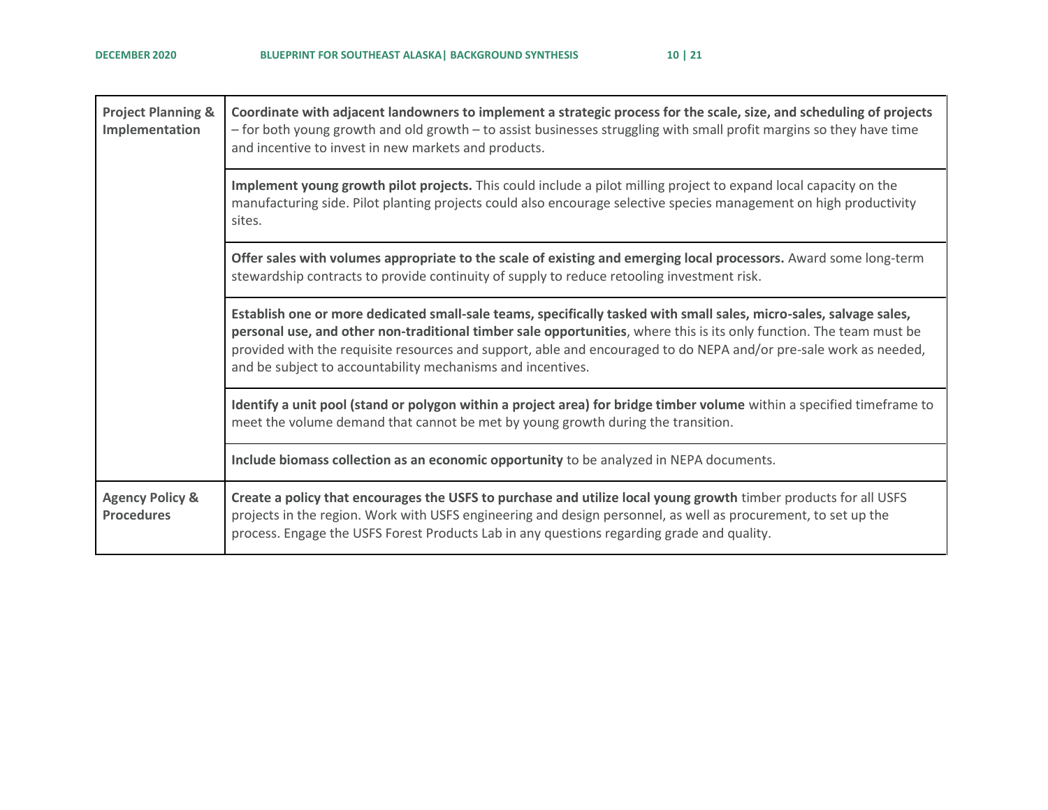| | |
|---|---|
| **Project Planning & Implementation** | **Coordinate with adjacent landowners to implement a strategic process for the scale, size, and scheduling of projects** – for both young growth and old growth – to assist businesses struggling with small profit margins so they have time and incentive to invest in new markets and products. |
| | **Implement young growth pilot projects.** This could include a pilot milling project to expand local capacity on the manufacturing side. Pilot planting projects could also encourage selective species management on high productivity sites. |
| | **Offer sales with volumes appropriate to the scale of existing and emerging local processors.** Award some long-term stewardship contracts to provide continuity of supply to reduce retooling investment risk. |
| | **Establish one or more dedicated small-sale teams, specifically tasked with small sales, micro-sales, salvage sales, personal use, and other non-traditional timber sale opportunities**, where this is its only function. The team must be provided with the requisite resources and support, able and encouraged to do NEPA and/or pre-sale work as needed, and be subject to accountability mechanisms and incentives. |
| | **Identify a unit pool (stand or polygon within a project area) for bridge timber volume** within a specified timeframe to meet the volume demand that cannot be met by young growth during the transition. |
| | **Include biomass collection as an economic opportunity** to be analyzed in NEPA documents. |
| **Agency Policy & Procedures** | **Create a policy that encourages the USFS to purchase and utilize local young growth** timber products for all USFS projects in the region. Work with USFS engineering and design personnel, as well as procurement, to set up the process. Engage the USFS Forest Products Lab in any questions regarding grade and quality. |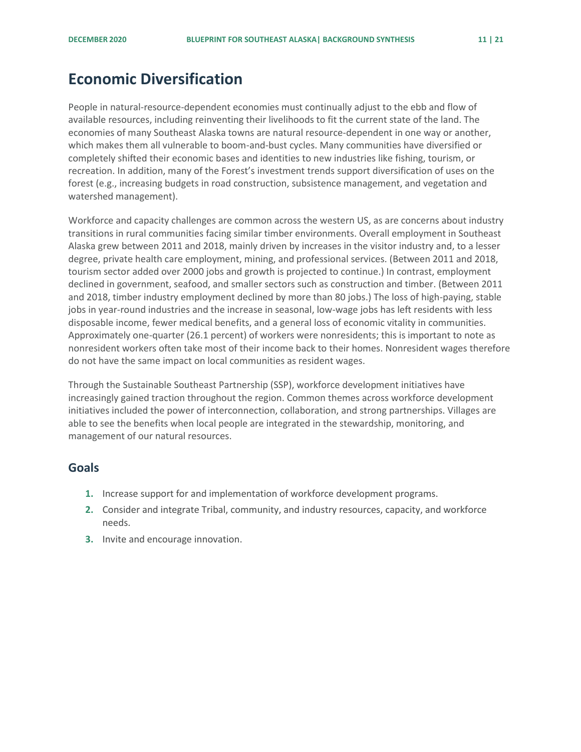# Economic Diversification

People in natural-resource-dependent economies must continually adjust to the ebb and flow of available resources, including reinventing their livelihoods to fit the current state of the land. The economies of many Southeast Alaska towns are natural resource-dependent in one way or another, which makes them all vulnerable to boom-and-bust cycles. Many communities have diversified or completely shifted their economic bases and identities to new industries like fishing, tourism, or recreation. In addition, many of the Forest's investment trends support diversification of uses on the forest (e.g., increasing budgets in road construction, subsistence management, and vegetation and watershed management).

Workforce and capacity challenges are common across the western US, as are concerns about industry transitions in rural communities facing similar timber environments. Overall employment in Southeast Alaska grew between 2011 and 2018, mainly driven by increases in the visitor industry and, to a lesser degree, private health care employment, mining, and professional services. (Between 2011 and 2018, tourism sector added over 2000 jobs and growth is projected to continue.) In contrast, employment declined in government, seafood, and smaller sectors such as construction and timber. (Between 2011 and 2018, timber industry employment declined by more than 80 jobs.) The loss of high-paying, stable jobs in year-round industries and the increase in seasonal, low-wage jobs has left residents with less disposable income, fewer medical benefits, and a general loss of economic vitality in communities. Approximately one-quarter (26.1 percent) of workers were nonresidents; this is important to note as nonresident workers often take most of their income back to their homes. Nonresident wages therefore do not have the same impact on local communities as resident wages.

Through the Sustainable Southeast Partnership (SSP), workforce development initiatives have increasingly gained traction throughout the region. Common themes across workforce development initiatives included the power of interconnection, collaboration, and strong partnerships. Villages are able to see the benefits when local people are integrated in the stewardship, monitoring, and management of our natural resources.

## Goals

1. Increase support for and implementation of workforce development programs.
2. Consider and integrate Tribal, community, and industry resources, capacity, and workforce needs.
3. Invite and encourage innovation.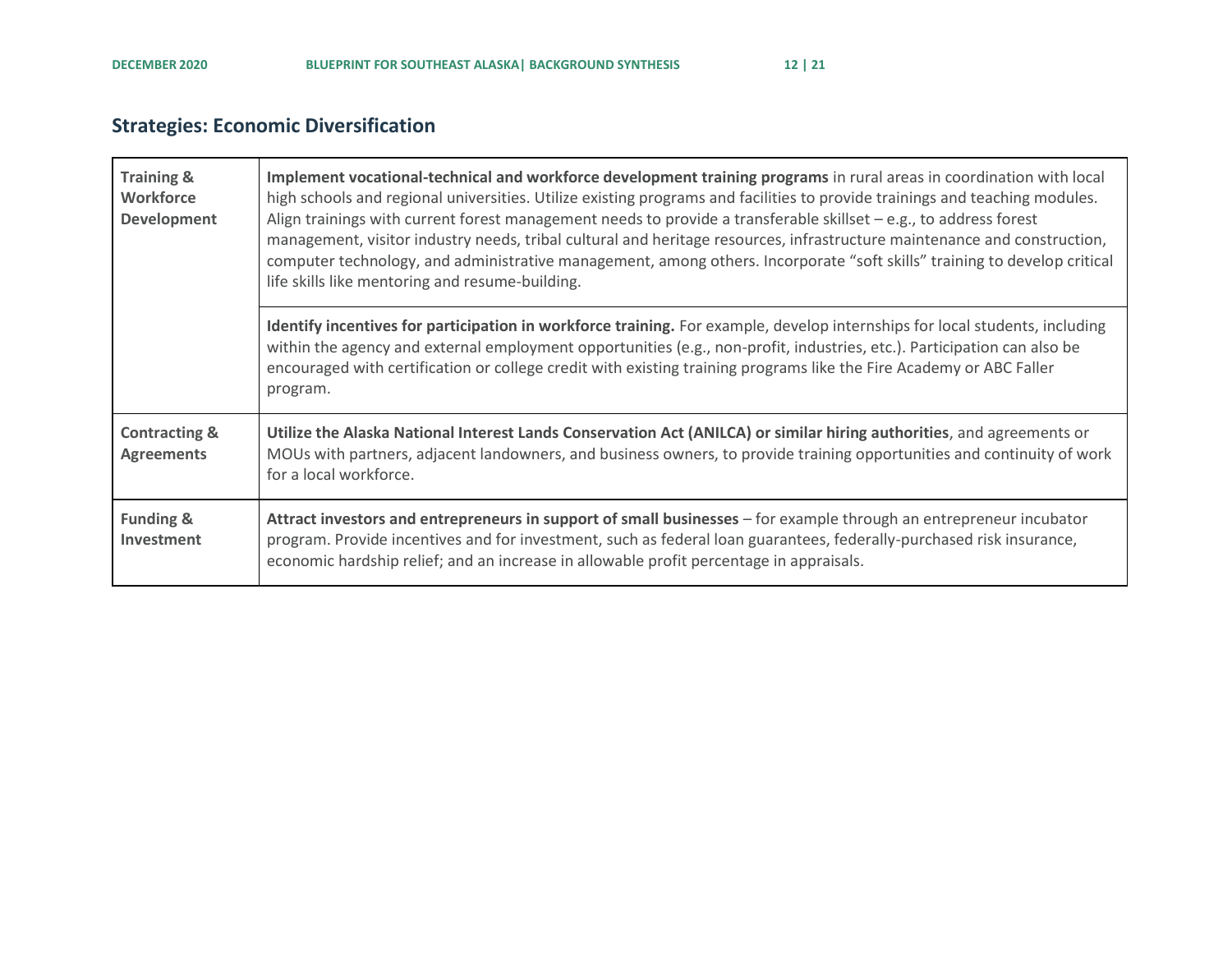## Strategies: Economic Diversification

| | |
|---|---|
| **Training & Workforce Development** | **Implement vocational-technical and workforce development training programs** in rural areas in coordination with local high schools and regional universities. Utilize existing programs and facilities to provide trainings and teaching modules. Align trainings with current forest management needs to provide a transferable skillset – e.g., to address forest management, visitor industry needs, tribal cultural and heritage resources, infrastructure maintenance and construction, computer technology, and administrative management, among others. Incorporate "soft skills" training to develop critical life skills like mentoring and resume-building. |
| | **Identify incentives for participation in workforce training.** For example, develop internships for local students, including within the agency and external employment opportunities (e.g., non-profit, industries, etc.). Participation can also be encouraged with certification or college credit with existing training programs like the Fire Academy or ABC Faller program. |
| **Contracting & Agreements** | **Utilize the Alaska National Interest Lands Conservation Act (ANILCA) or similar hiring authorities**, and agreements or MOUs with partners, adjacent landowners, and business owners, to provide training opportunities and continuity of work for a local workforce. |
| **Funding & Investment** | **Attract investors and entrepreneurs in support of small businesses** – for example through an entrepreneur incubator program. Provide incentives and for investment, such as federal loan guarantees, federally-purchased risk insurance, economic hardship relief; and an increase in allowable profit percentage in appraisals. |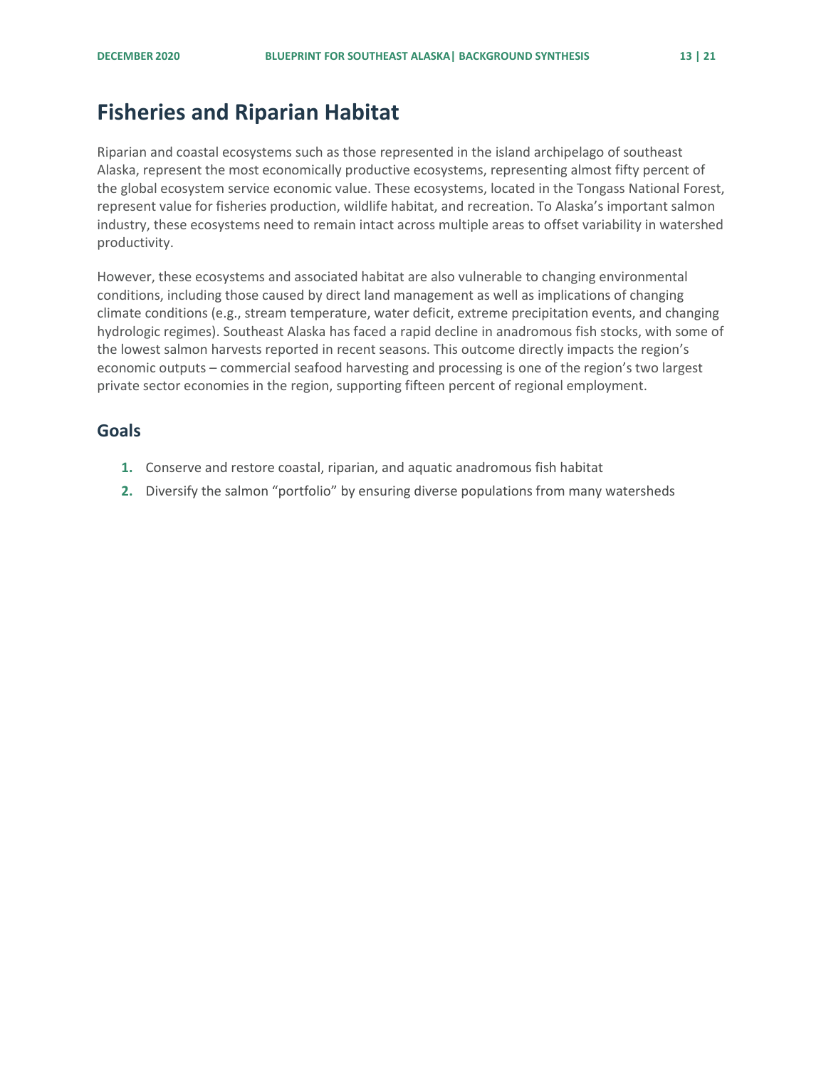# Fisheries and Riparian Habitat

Riparian and coastal ecosystems such as those represented in the island archipelago of southeast Alaska, represent the most economically productive ecosystems, representing almost fifty percent of the global ecosystem service economic value. These ecosystems, located in the Tongass National Forest, represent value for fisheries production, wildlife habitat, and recreation. To Alaska's important salmon industry, these ecosystems need to remain intact across multiple areas to offset variability in watershed productivity.

However, these ecosystems and associated habitat are also vulnerable to changing environmental conditions, including those caused by direct land management as well as implications of changing climate conditions (e.g., stream temperature, water deficit, extreme precipitation events, and changing hydrologic regimes). Southeast Alaska has faced a rapid decline in anadromous fish stocks, with some of the lowest salmon harvests reported in recent seasons. This outcome directly impacts the region's economic outputs – commercial seafood harvesting and processing is one of the region's two largest private sector economies in the region, supporting fifteen percent of regional employment.

## Goals

1. Conserve and restore coastal, riparian, and aquatic anadromous fish habitat
2. Diversify the salmon "portfolio" by ensuring diverse populations from many watersheds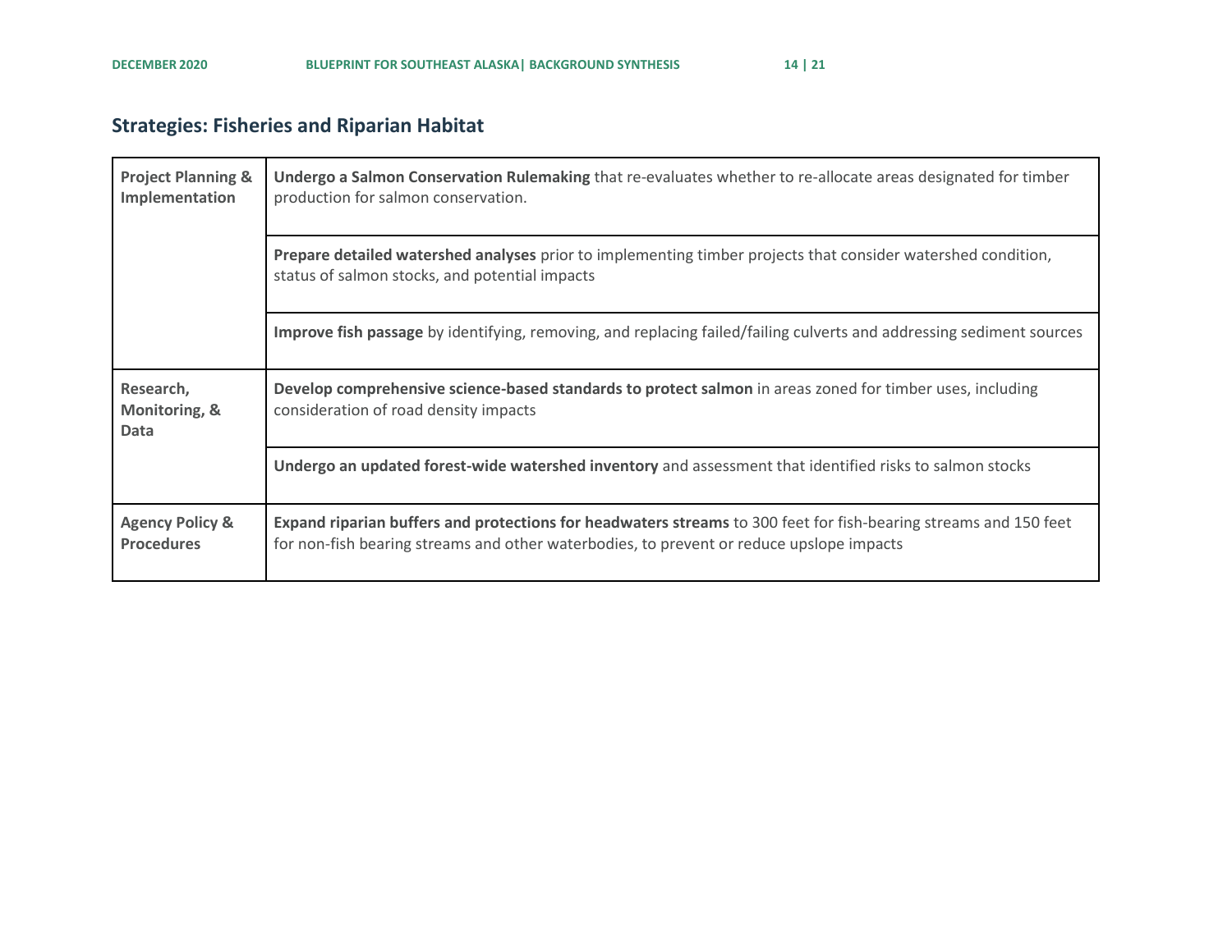## Strategies: Fisheries and Riparian Habitat

| | |
|---|---|
| **Project Planning & Implementation** | **Undergo a Salmon Conservation Rulemaking** that re-evaluates whether to re-allocate areas designated for timber production for salmon conservation. |
| | **Prepare detailed watershed analyses** prior to implementing timber projects that consider watershed condition, status of salmon stocks, and potential impacts |
| | **Improve fish passage** by identifying, removing, and replacing failed/failing culverts and addressing sediment sources |
| **Research, Monitoring, & Data** | **Develop comprehensive science-based standards to protect salmon** in areas zoned for timber uses, including consideration of road density impacts |
| | **Undergo an updated forest-wide watershed inventory** and assessment that identified risks to salmon stocks |
| **Agency Policy & Procedures** | **Expand riparian buffers and protections for headwaters streams** to 300 feet for fish-bearing streams and 150 feet for non-fish bearing streams and other waterbodies, to prevent or reduce upslope impacts |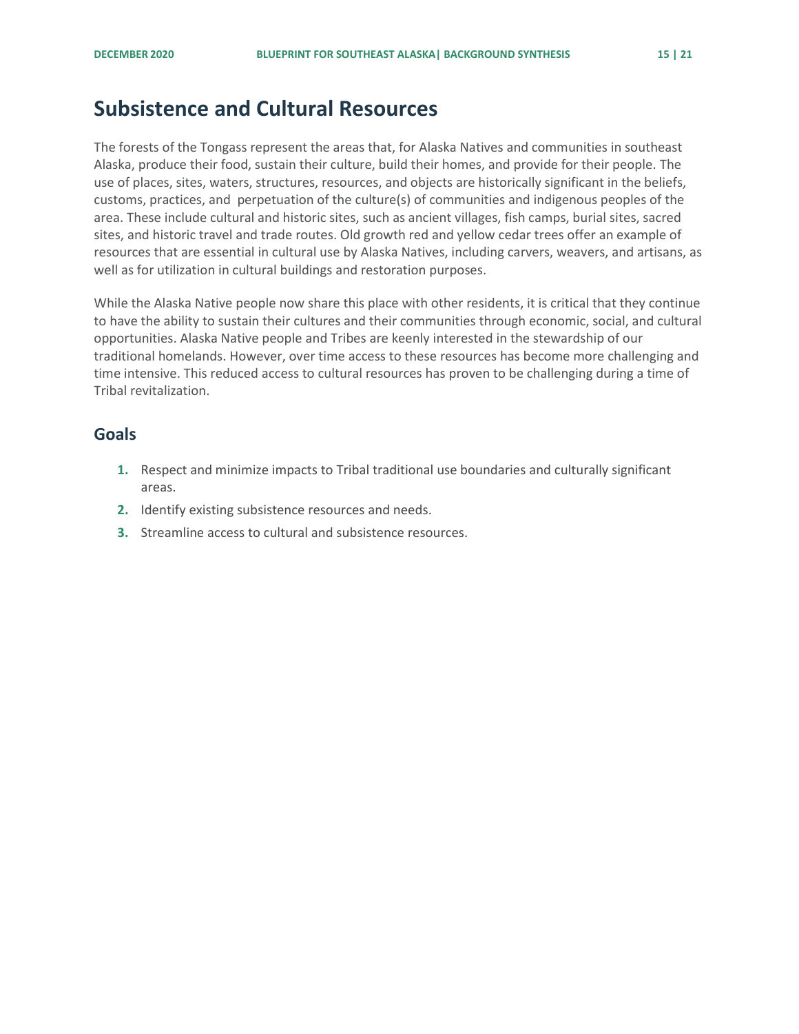## Subsistence and Cultural Resources

The forests of the Tongass represent the areas that, for Alaska Natives and communities in southeast Alaska, produce their food, sustain their culture, build their homes, and provide for their people. The use of places, sites, waters, structures, resources, and objects are historically significant in the beliefs, customs, practices, and perpetuation of the culture(s) of communities and indigenous peoples of the area. These include cultural and historic sites, such as ancient villages, fish camps, burial sites, sacred sites, and historic travel and trade routes. Old growth red and yellow cedar trees offer an example of resources that are essential in cultural use by Alaska Natives, including carvers, weavers, and artisans, as well as for utilization in cultural buildings and restoration purposes.

While the Alaska Native people now share this place with other residents, it is critical that they continue to have the ability to sustain their cultures and their communities through economic, social, and cultural opportunities. Alaska Native people and Tribes are keenly interested in the stewardship of our traditional homelands. However, over time access to these resources has become more challenging and time intensive. This reduced access to cultural resources has proven to be challenging during a time of Tribal revitalization.

### Goals

1. Respect and minimize impacts to Tribal traditional use boundaries and culturally significant areas.
2. Identify existing subsistence resources and needs.
3. Streamline access to cultural and subsistence resources.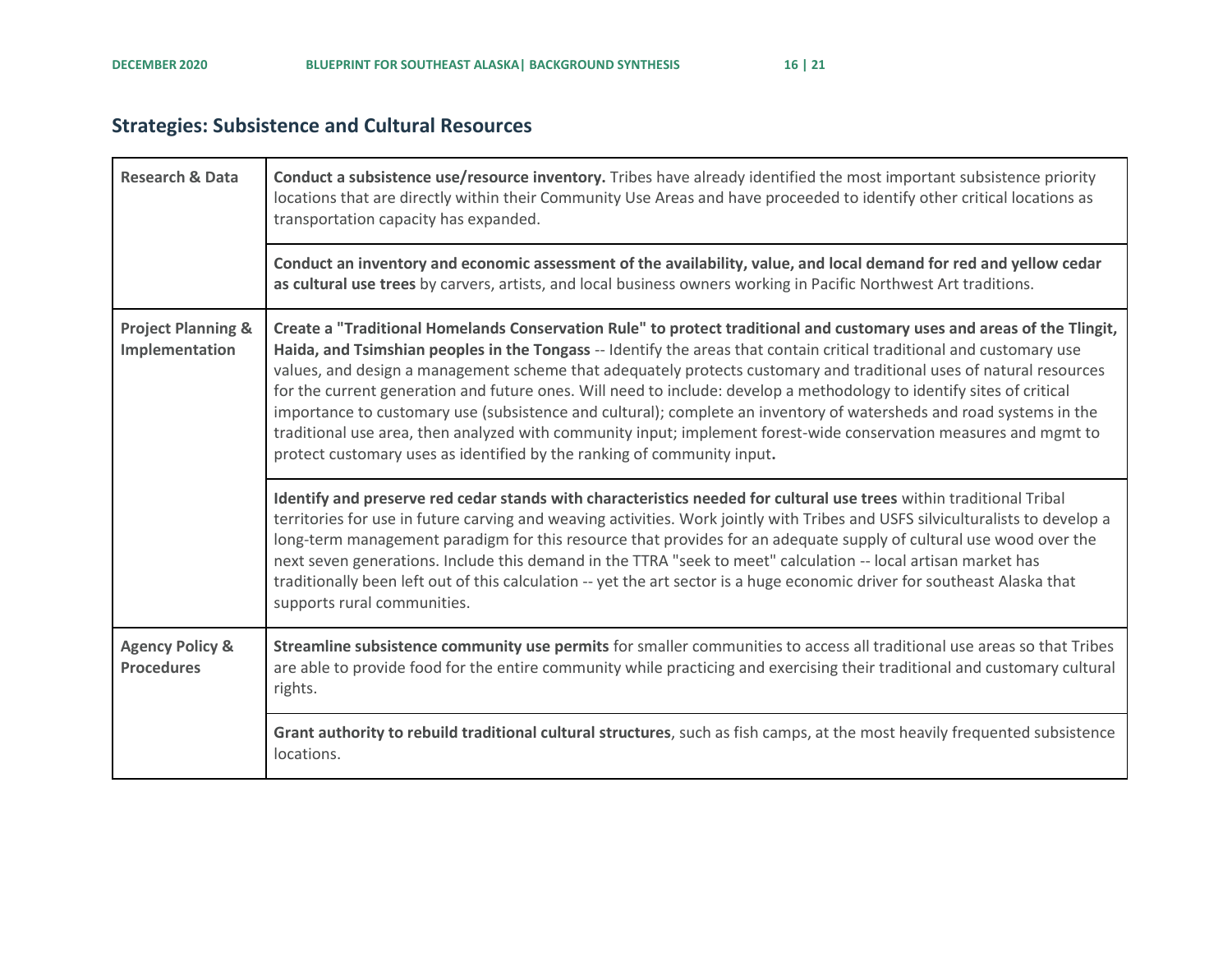## Strategies: Subsistence and Cultural Resources

| | |
|---|---|
| **Research & Data** | **Conduct a subsistence use/resource inventory.** Tribes have already identified the most important subsistence priority locations that are directly within their Community Use Areas and have proceeded to identify other critical locations as transportation capacity has expanded. |
| | **Conduct an inventory and economic assessment of the availability, value, and local demand for red and yellow cedar as cultural use trees** by carvers, artists, and local business owners working in Pacific Northwest Art traditions. |
| **Project Planning & Implementation** | **Create a "Traditional Homelands Conservation Rule" to protect traditional and customary uses and areas of the Tlingit, Haida, and Tsimshian peoples in the Tongass** -- Identify the areas that contain critical traditional and customary use values, and design a management scheme that adequately protects customary and traditional uses of natural resources for the current generation and future ones. Will need to include: develop a methodology to identify sites of critical importance to customary use (subsistence and cultural); complete an inventory of watersheds and road systems in the traditional use area, then analyzed with community input; implement forest-wide conservation measures and mgmt to protect customary uses as identified by the ranking of community input**.** |
| | **Identify and preserve red cedar stands with characteristics needed for cultural use trees** within traditional Tribal territories for use in future carving and weaving activities. Work jointly with Tribes and USFS silviculturalists to develop a long-term management paradigm for this resource that provides for an adequate supply of cultural use wood over the next seven generations. Include this demand in the TTRA "seek to meet" calculation -- local artisan market has traditionally been left out of this calculation -- yet the art sector is a huge economic driver for southeast Alaska that supports rural communities. |
| **Agency Policy & Procedures** | **Streamline subsistence community use permits** for smaller communities to access all traditional use areas so that Tribes are able to provide food for the entire community while practicing and exercising their traditional and customary cultural rights. |
| | **Grant authority to rebuild traditional cultural structures**, such as fish camps, at the most heavily frequented subsistence locations. |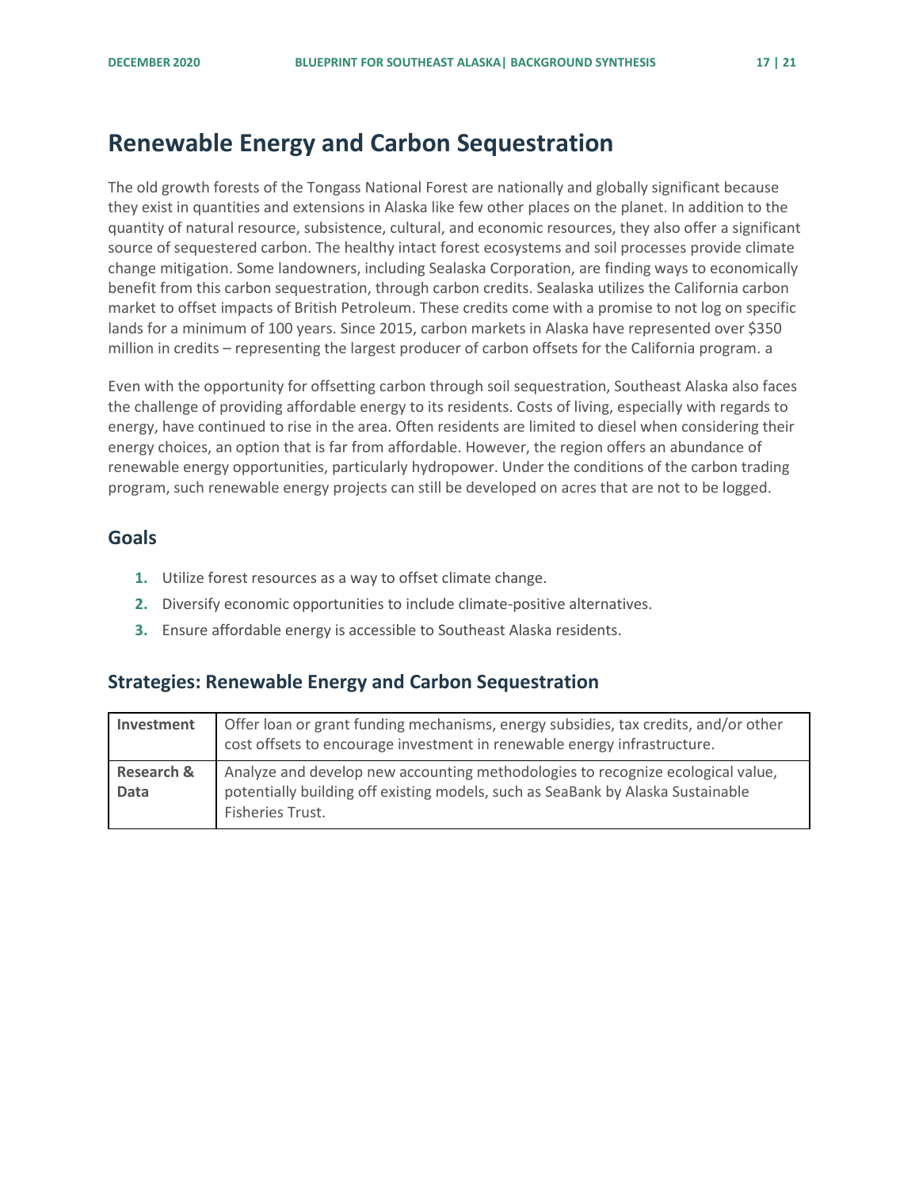# Renewable Energy and Carbon Sequestration

The old growth forests of the Tongass National Forest are nationally and globally significant because they exist in quantities and extensions in Alaska like few other places on the planet. In addition to the quantity of natural resource, subsistence, cultural, and economic resources, they also offer a significant source of sequestered carbon. The healthy intact forest ecosystems and soil processes provide climate change mitigation. Some landowners, including Sealaska Corporation, are finding ways to economically benefit from this carbon sequestration, through carbon credits. Sealaska utilizes the California carbon market to offset impacts of British Petroleum. These credits come with a promise to not log on specific lands for a minimum of 100 years. Since 2015, carbon markets in Alaska have represented over $350 million in credits – representing the largest producer of carbon offsets for the California program. a

Even with the opportunity for offsetting carbon through soil sequestration, Southeast Alaska also faces the challenge of providing affordable energy to its residents. Costs of living, especially with regards to energy, have continued to rise in the area. Often residents are limited to diesel when considering their energy choices, an option that is far from affordable. However, the region offers an abundance of renewable energy opportunities, particularly hydropower. Under the conditions of the carbon trading program, such renewable energy projects can still be developed on acres that are not to be logged.

## Goals

1. Utilize forest resources as a way to offset climate change.
2. Diversify economic opportunities to include climate-positive alternatives.
3. Ensure affordable energy is accessible to Southeast Alaska residents.

## Strategies: Renewable Energy and Carbon Sequestration

| | |
|---|---|
| **Investment** | Offer loan or grant funding mechanisms, energy subsidies, tax credits, and/or other cost offsets to encourage investment in renewable energy infrastructure. |
| **Research & Data** | Analyze and develop new accounting methodologies to recognize ecological value, potentially building off existing models, such as SeaBank by Alaska Sustainable Fisheries Trust. |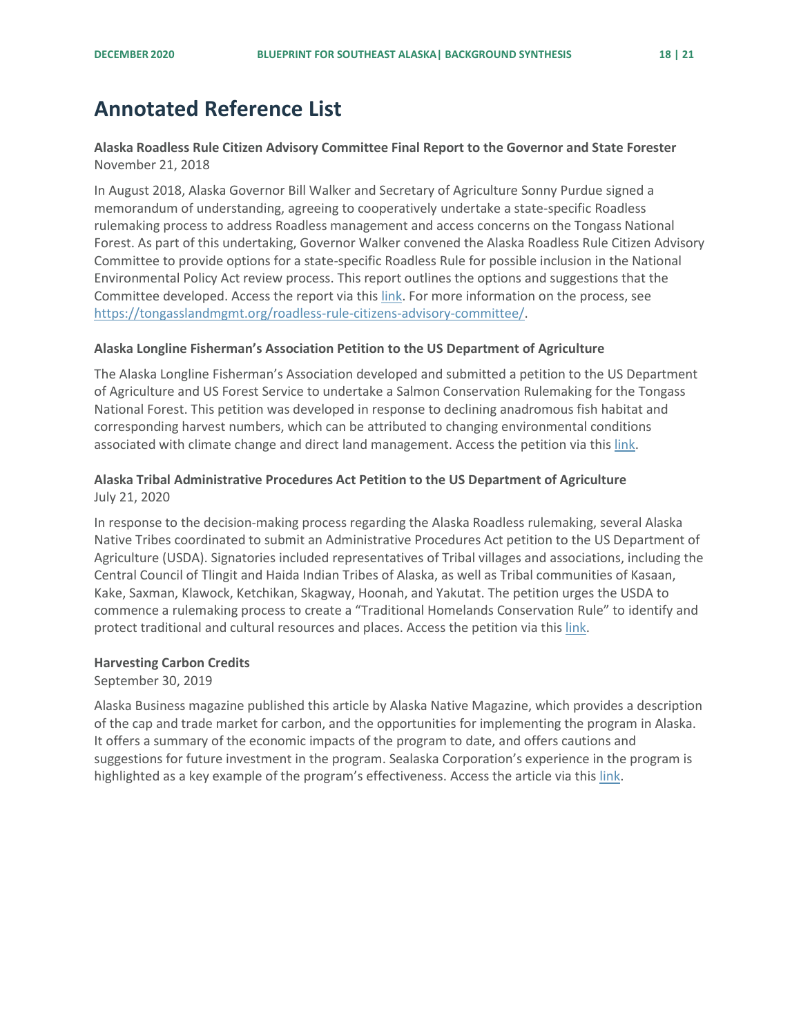# Annotated Reference List

**Alaska Roadless Rule Citizen Advisory Committee Final Report to the Governor and State Forester**
November 21, 2018

In August 2018, Alaska Governor Bill Walker and Secretary of Agriculture Sonny Purdue signed a memorandum of understanding, agreeing to cooperatively undertake a state-specific Roadless rulemaking process to address Roadless management and access concerns on the Tongass National Forest. As part of this undertaking, Governor Walker convened the Alaska Roadless Rule Citizen Advisory Committee to provide options for a state-specific Roadless Rule for possible inclusion in the National Environmental Policy Act review process. This report outlines the options and suggestions that the Committee developed. Access the report via this link. For more information on the process, see https://tongasslandmgmt.org/roadless-rule-citizens-advisory-committee/.

**Alaska Longline Fisherman's Association Petition to the US Department of Agriculture**

The Alaska Longline Fisherman's Association developed and submitted a petition to the US Department of Agriculture and US Forest Service to undertake a Salmon Conservation Rulemaking for the Tongass National Forest. This petition was developed in response to declining anadromous fish habitat and corresponding harvest numbers, which can be attributed to changing environmental conditions associated with climate change and direct land management. Access the petition via this link.

**Alaska Tribal Administrative Procedures Act Petition to the US Department of Agriculture**
July 21, 2020

In response to the decision-making process regarding the Alaska Roadless rulemaking, several Alaska Native Tribes coordinated to submit an Administrative Procedures Act petition to the US Department of Agriculture (USDA). Signatories included representatives of Tribal villages and associations, including the Central Council of Tlingit and Haida Indian Tribes of Alaska, as well as Tribal communities of Kasaan, Kake, Saxman, Klawock, Ketchikan, Skagway, Hoonah, and Yakutat. The petition urges the USDA to commence a rulemaking process to create a "Traditional Homelands Conservation Rule" to identify and protect traditional and cultural resources and places. Access the petition via this link.

**Harvesting Carbon Credits**
September 30, 2019

Alaska Business magazine published this article by Alaska Native Magazine, which provides a description of the cap and trade market for carbon, and the opportunities for implementing the program in Alaska. It offers a summary of the economic impacts of the program to date, and offers cautions and suggestions for future investment in the program. Sealaska Corporation's experience in the program is highlighted as a key example of the program's effectiveness. Access the article via this link.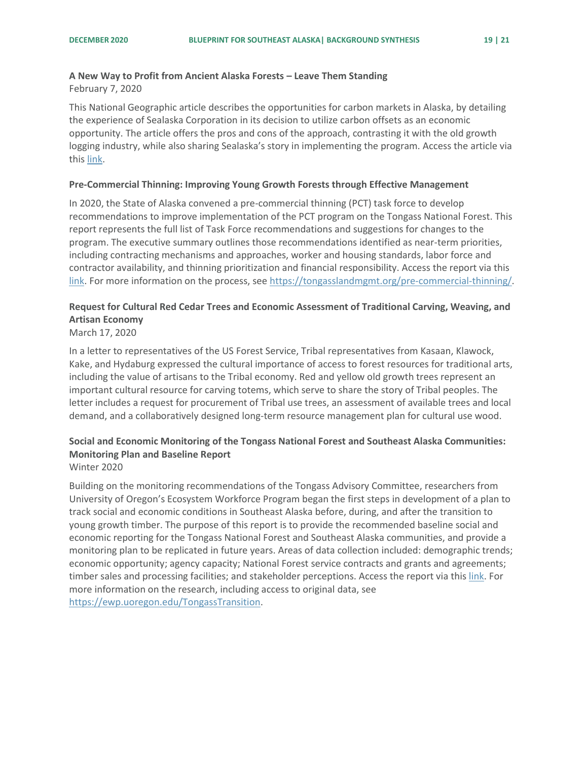**A New Way to Profit from Ancient Alaska Forests – Leave Them Standing**
February 7, 2020

This National Geographic article describes the opportunities for carbon markets in Alaska, by detailing the experience of Sealaska Corporation in its decision to utilize carbon offsets as an economic opportunity. The article offers the pros and cons of the approach, contrasting it with the old growth logging industry, while also sharing Sealaska's story in implementing the program. Access the article via this link.

**Pre-Commercial Thinning: Improving Young Growth Forests through Effective Management**

In 2020, the State of Alaska convened a pre-commercial thinning (PCT) task force to develop recommendations to improve implementation of the PCT program on the Tongass National Forest. This report represents the full list of Task Force recommendations and suggestions for changes to the program. The executive summary outlines those recommendations identified as near-term priorities, including contracting mechanisms and approaches, worker and housing standards, labor force and contractor availability, and thinning prioritization and financial responsibility. Access the report via this link. For more information on the process, see https://tongasslandmgmt.org/pre-commercial-thinning/.

**Request for Cultural Red Cedar Trees and Economic Assessment of Traditional Carving, Weaving, and Artisan Economy**
March 17, 2020

In a letter to representatives of the US Forest Service, Tribal representatives from Kasaan, Klawock, Kake, and Hydaburg expressed the cultural importance of access to forest resources for traditional arts, including the value of artisans to the Tribal economy. Red and yellow old growth trees represent an important cultural resource for carving totems, which serve to share the story of Tribal peoples. The letter includes a request for procurement of Tribal use trees, an assessment of available trees and local demand, and a collaboratively designed long-term resource management plan for cultural use wood.

**Social and Economic Monitoring of the Tongass National Forest and Southeast Alaska Communities: Monitoring Plan and Baseline Report**
Winter 2020

Building on the monitoring recommendations of the Tongass Advisory Committee, researchers from University of Oregon's Ecosystem Workforce Program began the first steps in development of a plan to track social and economic conditions in Southeast Alaska before, during, and after the transition to young growth timber. The purpose of this report is to provide the recommended baseline social and economic reporting for the Tongass National Forest and Southeast Alaska communities, and provide a monitoring plan to be replicated in future years. Areas of data collection included: demographic trends; economic opportunity; agency capacity; National Forest service contracts and grants and agreements; timber sales and processing facilities; and stakeholder perceptions. Access the report via this link. For more information on the research, including access to original data, see https://ewp.uoregon.edu/TongassTransition.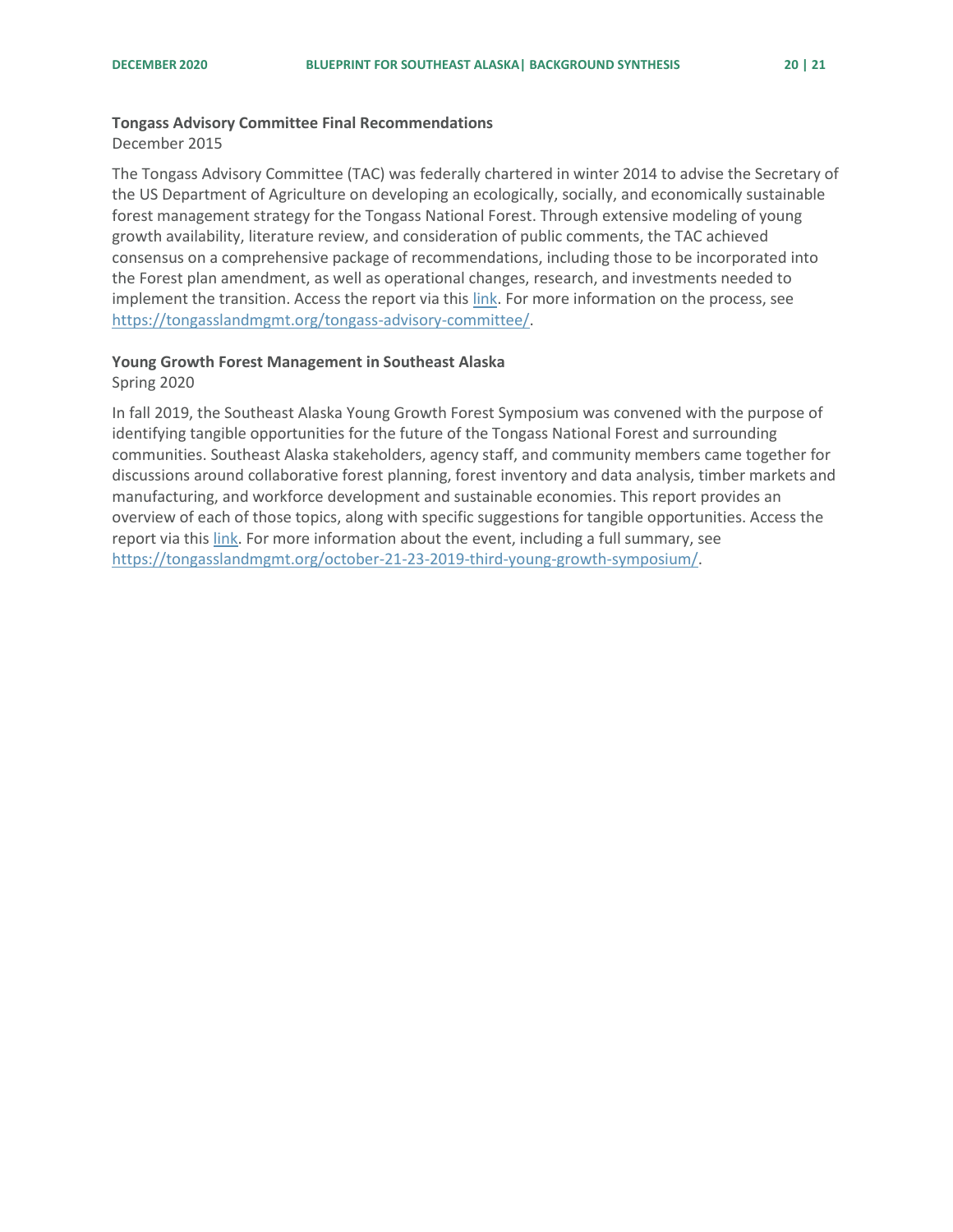**Tongass Advisory Committee Final Recommendations**

December 2015

The Tongass Advisory Committee (TAC) was federally chartered in winter 2014 to advise the Secretary of the US Department of Agriculture on developing an ecologically, socially, and economically sustainable forest management strategy for the Tongass National Forest. Through extensive modeling of young growth availability, literature review, and consideration of public comments, the TAC achieved consensus on a comprehensive package of recommendations, including those to be incorporated into the Forest plan amendment, as well as operational changes, research, and investments needed to implement the transition. Access the report via this link. For more information on the process, see https://tongasslandmgmt.org/tongass-advisory-committee/.

**Young Growth Forest Management in Southeast Alaska**

Spring 2020

In fall 2019, the Southeast Alaska Young Growth Forest Symposium was convened with the purpose of identifying tangible opportunities for the future of the Tongass National Forest and surrounding communities. Southeast Alaska stakeholders, agency staff, and community members came together for discussions around collaborative forest planning, forest inventory and data analysis, timber markets and manufacturing, and workforce development and sustainable economies. This report provides an overview of each of those topics, along with specific suggestions for tangible opportunities. Access the report via this link. For more information about the event, including a full summary, see https://tongasslandmgmt.org/october-21-23-2019-third-young-growth-symposium/.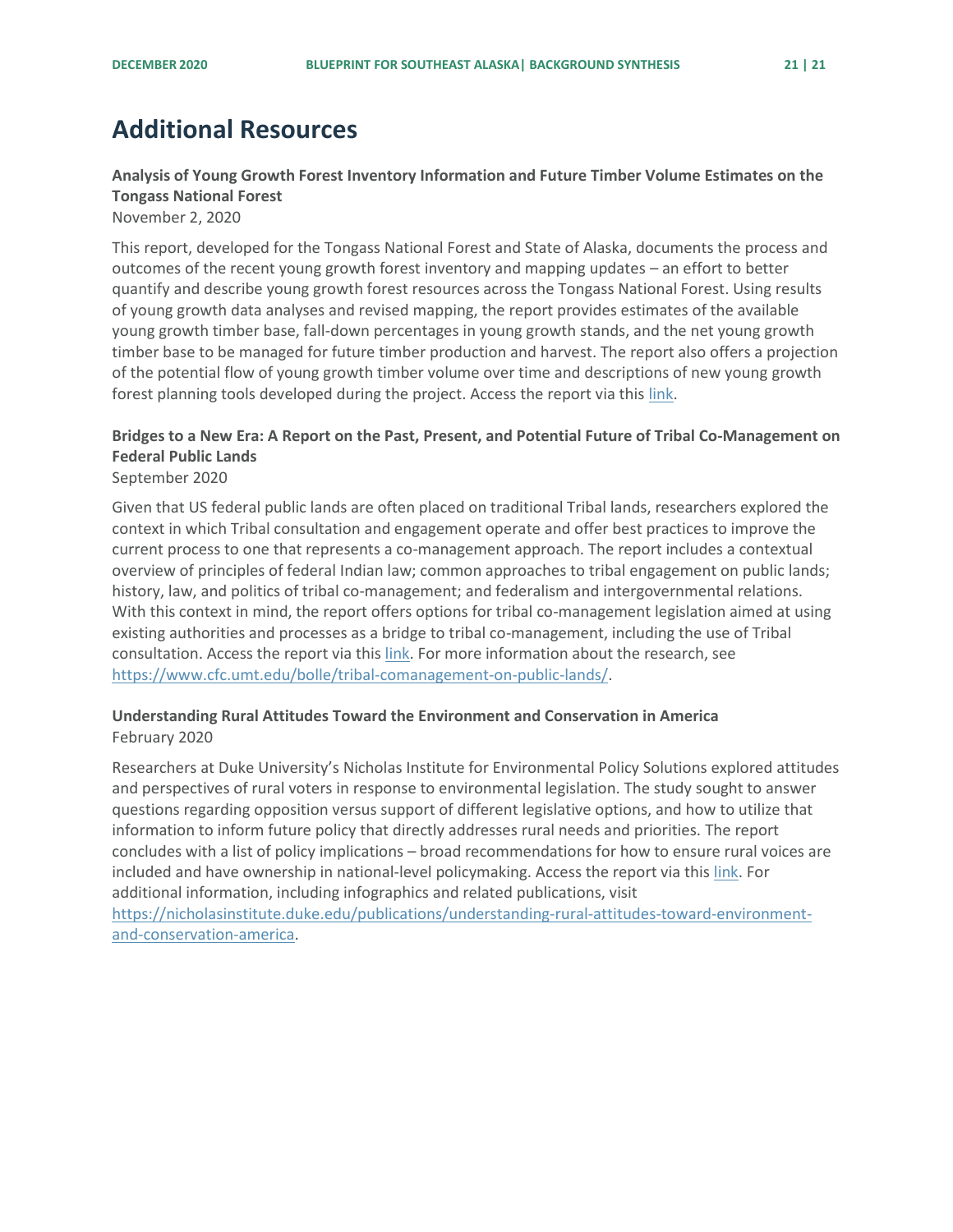# Additional Resources

**Analysis of Young Growth Forest Inventory Information and Future Timber Volume Estimates on the Tongass National Forest**
November 2, 2020

This report, developed for the Tongass National Forest and State of Alaska, documents the process and outcomes of the recent young growth forest inventory and mapping updates – an effort to better quantify and describe young growth forest resources across the Tongass National Forest. Using results of young growth data analyses and revised mapping, the report provides estimates of the available young growth timber base, fall-down percentages in young growth stands, and the net young growth timber base to be managed for future timber production and harvest. The report also offers a projection of the potential flow of young growth timber volume over time and descriptions of new young growth forest planning tools developed during the project. Access the report via this link.

**Bridges to a New Era: A Report on the Past, Present, and Potential Future of Tribal Co-Management on Federal Public Lands**
September 2020

Given that US federal public lands are often placed on traditional Tribal lands, researchers explored the context in which Tribal consultation and engagement operate and offer best practices to improve the current process to one that represents a co-management approach. The report includes a contextual overview of principles of federal Indian law; common approaches to tribal engagement on public lands; history, law, and politics of tribal co-management; and federalism and intergovernmental relations. With this context in mind, the report offers options for tribal co-management legislation aimed at using existing authorities and processes as a bridge to tribal co-management, including the use of Tribal consultation. Access the report via this link. For more information about the research, see https://www.cfc.umt.edu/bolle/tribal-comanagement-on-public-lands/.

**Understanding Rural Attitudes Toward the Environment and Conservation in America**
February 2020

Researchers at Duke University's Nicholas Institute for Environmental Policy Solutions explored attitudes and perspectives of rural voters in response to environmental legislation. The study sought to answer questions regarding opposition versus support of different legislative options, and how to utilize that information to inform future policy that directly addresses rural needs and priorities. The report concludes with a list of policy implications – broad recommendations for how to ensure rural voices are included and have ownership in national-level policymaking. Access the report via this link. For additional information, including infographics and related publications, visit https://nicholasinstitute.duke.edu/publications/understanding-rural-attitudes-toward-environment-and-conservation-america.